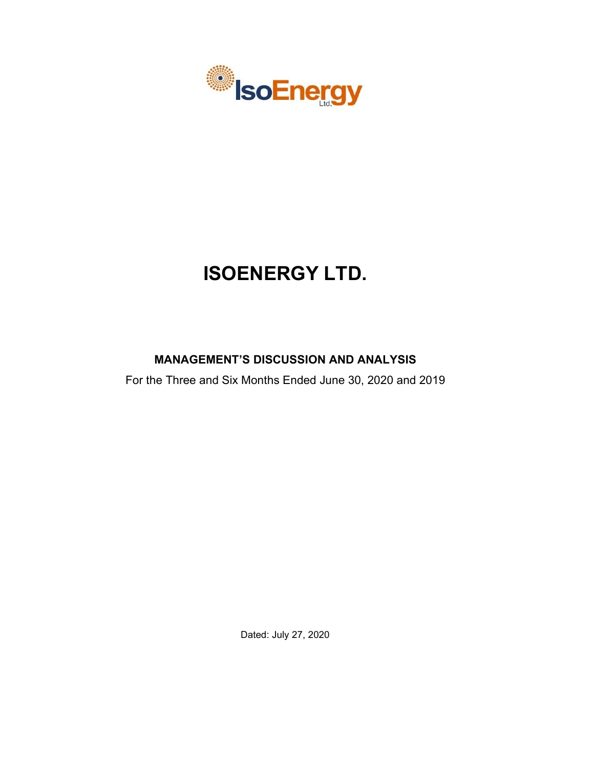IsoEnergy Ltd.

# ISOENERGY LTD.

## MANAGEMENT'S DISCUSSION AND ANALYSIS

For the Three and Six Months Ended June 30, 2020 and 2019

Dated: July 27, 2020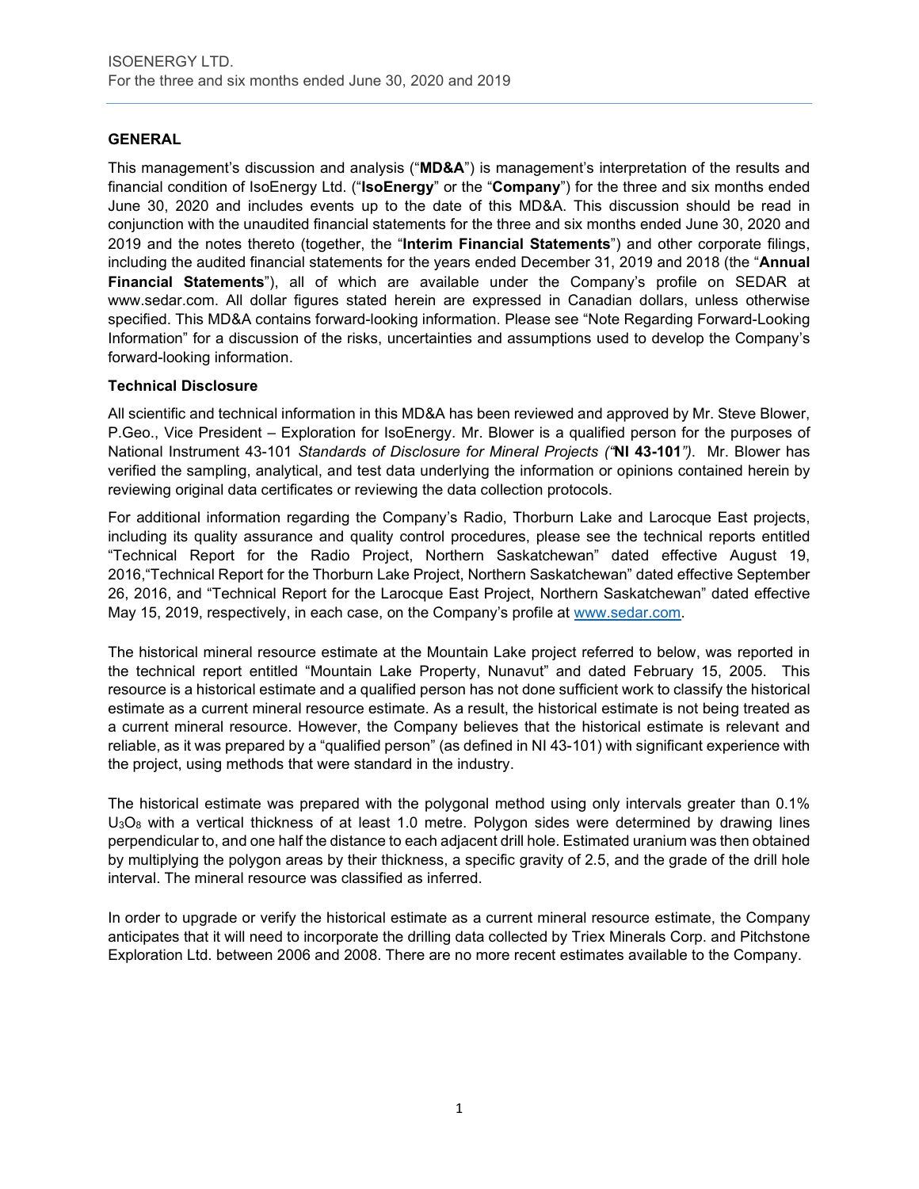## GENERAL

This management's discussion and analysis ("**MD&A**") is management's interpretation of the results and financial condition of IsoEnergy Ltd. ("**IsoEnergy**" or the "**Company**") for the three and six months ended June 30, 2020 and includes events up to the date of this MD&A. This discussion should be read in conjunction with the unaudited financial statements for the three and six months ended June 30, 2020 and 2019 and the notes thereto (together, the "**Interim Financial Statements**") and other corporate filings, including the audited financial statements for the years ended December 31, 2019 and 2018 (the "**Annual Financial Statements**"), all of which are available under the Company's profile on SEDAR at www.sedar.com. All dollar figures stated herein are expressed in Canadian dollars, unless otherwise specified. This MD&A contains forward-looking information. Please see "Note Regarding Forward-Looking Information" for a discussion of the risks, uncertainties and assumptions used to develop the Company's forward-looking information.

### Technical Disclosure

All scientific and technical information in this MD&A has been reviewed and approved by Mr. Steve Blower, P.Geo., Vice President – Exploration for IsoEnergy. Mr. Blower is a qualified person for the purposes of National Instrument 43-101 *Standards of Disclosure for Mineral Projects ("***NI 43-101***")*. Mr. Blower has verified the sampling, analytical, and test data underlying the information or opinions contained herein by reviewing original data certificates or reviewing the data collection protocols.

For additional information regarding the Company's Radio, Thorburn Lake and Larocque East projects, including its quality assurance and quality control procedures, please see the technical reports entitled "Technical Report for the Radio Project, Northern Saskatchewan" dated effective August 19, 2016,"Technical Report for the Thorburn Lake Project, Northern Saskatchewan" dated effective September 26, 2016, and "Technical Report for the Larocque East Project, Northern Saskatchewan" dated effective May 15, 2019, respectively, in each case, on the Company's profile at www.sedar.com.

The historical mineral resource estimate at the Mountain Lake project referred to below, was reported in the technical report entitled "Mountain Lake Property, Nunavut" and dated February 15, 2005. This resource is a historical estimate and a qualified person has not done sufficient work to classify the historical estimate as a current mineral resource estimate. As a result, the historical estimate is not being treated as a current mineral resource. However, the Company believes that the historical estimate is relevant and reliable, as it was prepared by a "qualified person" (as defined in NI 43-101) with significant experience with the project, using methods that were standard in the industry.

The historical estimate was prepared with the polygonal method using only intervals greater than 0.1% $U_3O_8$ with a vertical thickness of at least 1.0 metre. Polygon sides were determined by drawing lines perpendicular to, and one half the distance to each adjacent drill hole. Estimated uranium was then obtained by multiplying the polygon areas by their thickness, a specific gravity of 2.5, and the grade of the drill hole interval. The mineral resource was classified as inferred.

In order to upgrade or verify the historical estimate as a current mineral resource estimate, the Company anticipates that it will need to incorporate the drilling data collected by Triex Minerals Corp. and Pitchstone Exploration Ltd. between 2006 and 2008. There are no more recent estimates available to the Company.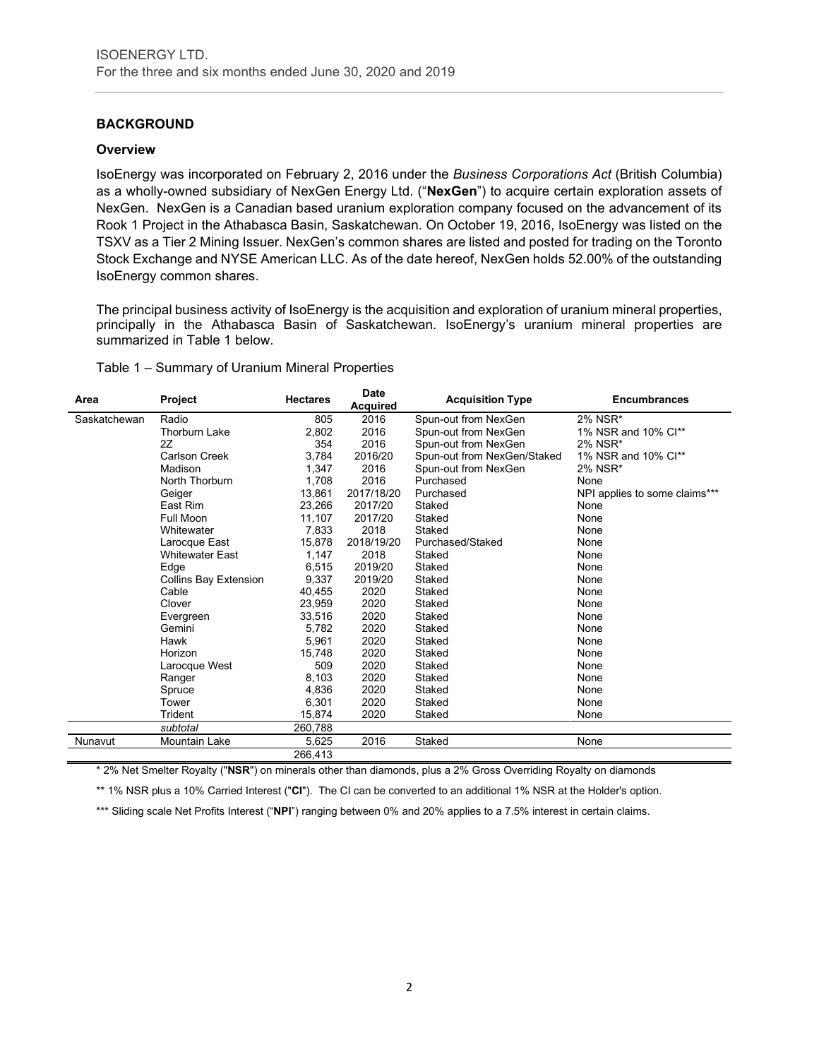## BACKGROUND

### Overview

IsoEnergy was incorporated on February 2, 2016 under the *Business Corporations Act* (British Columbia) as a wholly-owned subsidiary of NexGen Energy Ltd. ("**NexGen**") to acquire certain exploration assets of NexGen. NexGen is a Canadian based uranium exploration company focused on the advancement of its Rook 1 Project in the Athabasca Basin, Saskatchewan. On October 19, 2016, IsoEnergy was listed on the TSXV as a Tier 2 Mining Issuer. NexGen's common shares are listed and posted for trading on the Toronto Stock Exchange and NYSE American LLC. As of the date hereof, NexGen holds 52.00% of the outstanding IsoEnergy common shares.

The principal business activity of IsoEnergy is the acquisition and exploration of uranium mineral properties, principally in the Athabasca Basin of Saskatchewan. IsoEnergy's uranium mineral properties are summarized in Table 1 below.

Table 1 – Summary of Uranium Mineral Properties

| Area | Project | Hectares | Date Acquired | Acquisition Type | Encumbrances |
|---|---|---|---|---|---|
| Saskatchewan | Radio | 805 | 2016 | Spun-out from NexGen | 2% NSR* |
| | Thorburn Lake | 2,802 | 2016 | Spun-out from NexGen | 1% NSR and 10% CI** |
| | 2Z | 354 | 2016 | Spun-out from NexGen | 2% NSR* |
| | Carlson Creek | 3,784 | 2016/20 | Spun-out from NexGen/Staked | 1% NSR and 10% CI** |
| | Madison | 1,347 | 2016 | Spun-out from NexGen | 2% NSR* |
| | North Thorburn | 1,708 | 2016 | Purchased | None |
| | Geiger | 13,861 | 2017/18/20 | Purchased | NPI applies to some claims*** |
| | East Rim | 23,266 | 2017/20 | Staked | None |
| | Full Moon | 11,107 | 2017/20 | Staked | None |
| | Whitewater | 7,833 | 2018 | Staked | None |
| | Larocque East | 15,878 | 2018/19/20 | Purchased/Staked | None |
| | Whitewater East | 1,147 | 2018 | Staked | None |
| | Edge | 6,515 | 2019/20 | Staked | None |
| | Collins Bay Extension | 9,337 | 2019/20 | Staked | None |
| | Cable | 40,455 | 2020 | Staked | None |
| | Clover | 23,959 | 2020 | Staked | None |
| | Evergreen | 33,516 | 2020 | Staked | None |
| | Gemini | 5,782 | 2020 | Staked | None |
| | Hawk | 5,961 | 2020 | Staked | None |
| | Horizon | 15,748 | 2020 | Staked | None |
| | Larocque West | 509 | 2020 | Staked | None |
| | Ranger | 8,103 | 2020 | Staked | None |
| | Spruce | 4,836 | 2020 | Staked | None |
| | Tower | 6,301 | 2020 | Staked | None |
| | Trident | 15,874 | 2020 | Staked | None |
| | *subtotal* | 260,788 | | | |
| Nunavut | Mountain Lake | 5,625 | 2016 | Staked | None |
| | | 266,413 | | | |

\* 2% Net Smelter Royalty ("**NSR**") on minerals other than diamonds, plus a 2% Gross Overriding Royalty on diamonds

** 1% NSR plus a 10% Carried Interest ("**CI**"). The CI can be converted to an additional 1% NSR at the Holder's option.

*** Sliding scale Net Profits Interest ("**NPI**") ranging between 0% and 20% applies to a 7.5% interest in certain claims.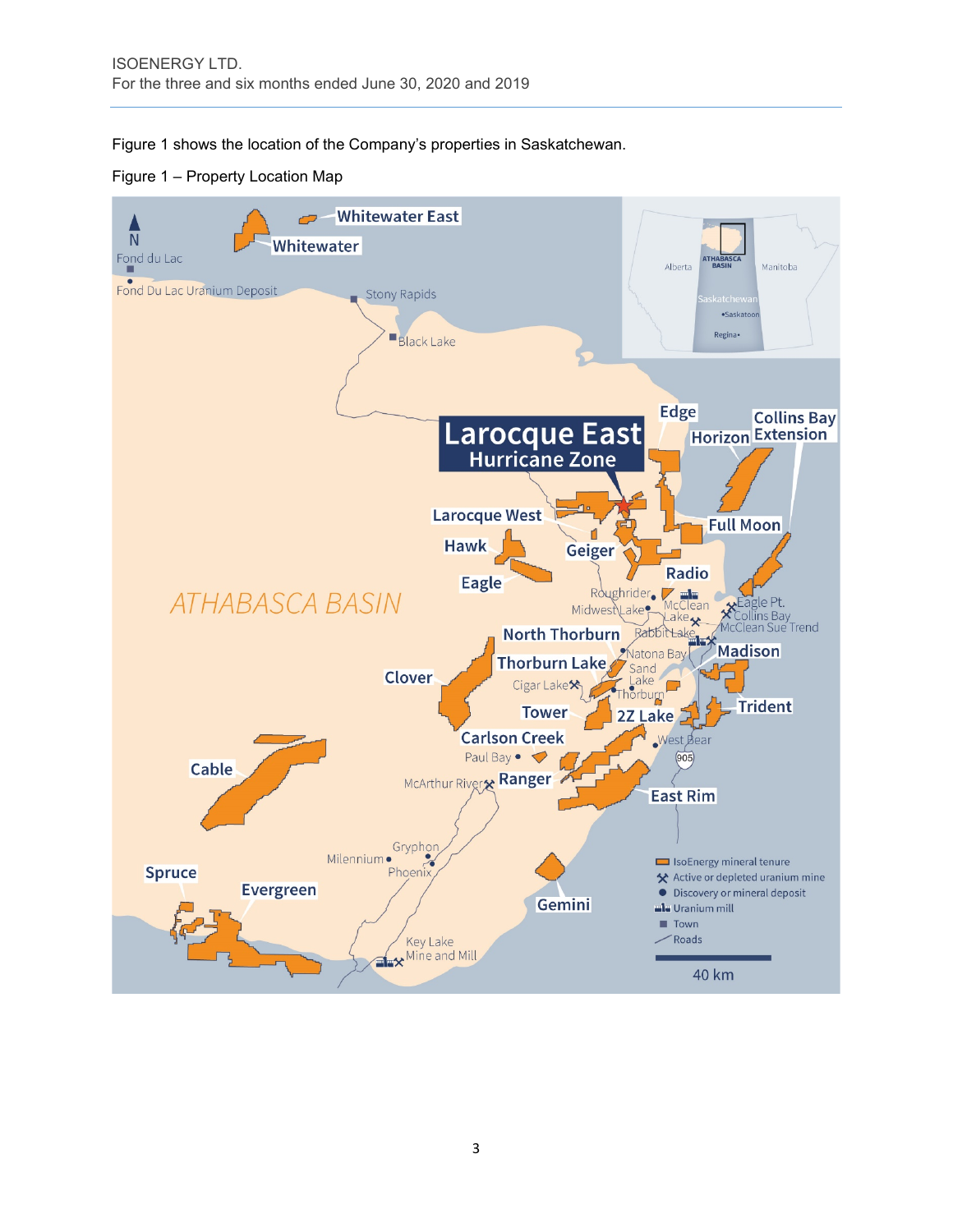Figure 1 shows the location of the Company's properties in Saskatchewan.

Figure 1 – Property Location Map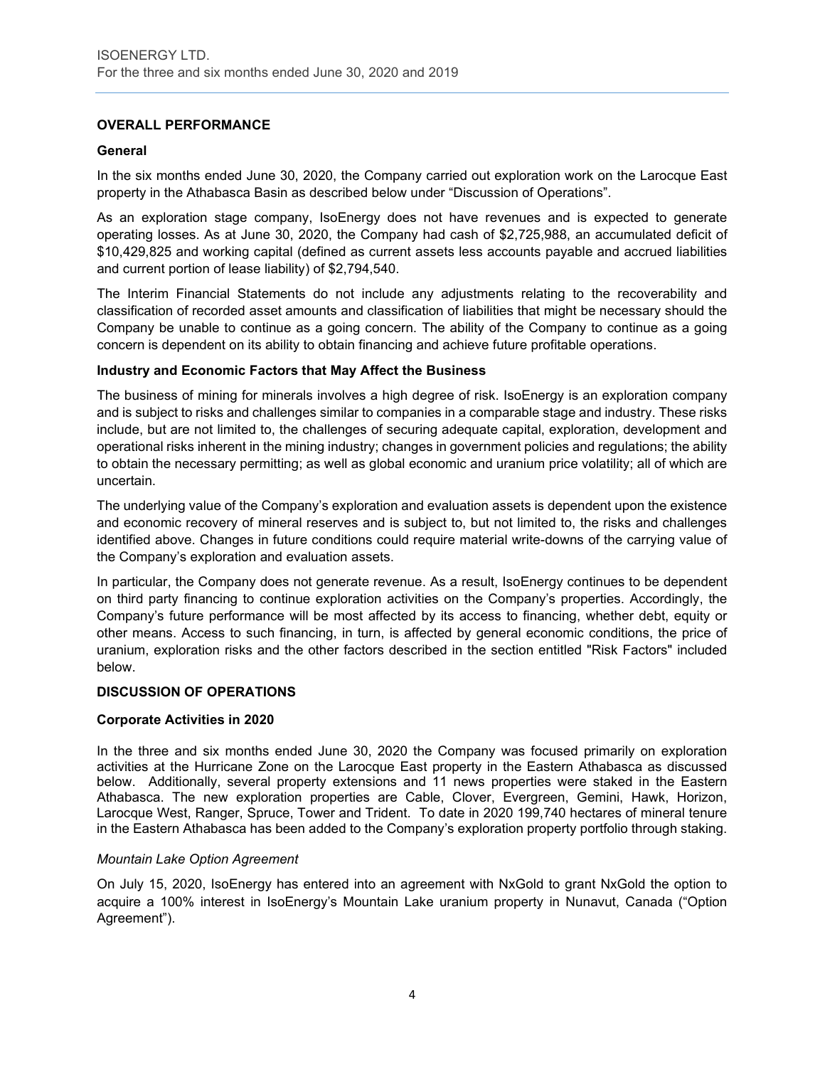## OVERALL PERFORMANCE

### General

In the six months ended June 30, 2020, the Company carried out exploration work on the Larocque East property in the Athabasca Basin as described below under "Discussion of Operations".

As an exploration stage company, IsoEnergy does not have revenues and is expected to generate operating losses. As at June 30, 2020, the Company had cash of $2,725,988, an accumulated deficit of $10,429,825 and working capital (defined as current assets less accounts payable and accrued liabilities and current portion of lease liability) of $2,794,540.

The Interim Financial Statements do not include any adjustments relating to the recoverability and classification of recorded asset amounts and classification of liabilities that might be necessary should the Company be unable to continue as a going concern. The ability of the Company to continue as a going concern is dependent on its ability to obtain financing and achieve future profitable operations.

### Industry and Economic Factors that May Affect the Business

The business of mining for minerals involves a high degree of risk. IsoEnergy is an exploration company and is subject to risks and challenges similar to companies in a comparable stage and industry. These risks include, but are not limited to, the challenges of securing adequate capital, exploration, development and operational risks inherent in the mining industry; changes in government policies and regulations; the ability to obtain the necessary permitting; as well as global economic and uranium price volatility; all of which are uncertain.

The underlying value of the Company's exploration and evaluation assets is dependent upon the existence and economic recovery of mineral reserves and is subject to, but not limited to, the risks and challenges identified above. Changes in future conditions could require material write-downs of the carrying value of the Company's exploration and evaluation assets.

In particular, the Company does not generate revenue. As a result, IsoEnergy continues to be dependent on third party financing to continue exploration activities on the Company's properties. Accordingly, the Company's future performance will be most affected by its access to financing, whether debt, equity or other means. Access to such financing, in turn, is affected by general economic conditions, the price of uranium, exploration risks and the other factors described in the section entitled "Risk Factors" included below.

## DISCUSSION OF OPERATIONS

### Corporate Activities in 2020

In the three and six months ended June 30, 2020 the Company was focused primarily on exploration activities at the Hurricane Zone on the Larocque East property in the Eastern Athabasca as discussed below. Additionally, several property extensions and 11 news properties were staked in the Eastern Athabasca. The new exploration properties are Cable, Clover, Evergreen, Gemini, Hawk, Horizon, Larocque West, Ranger, Spruce, Tower and Trident. To date in 2020 199,740 hectares of mineral tenure in the Eastern Athabasca has been added to the Company's exploration property portfolio through staking.

*Mountain Lake Option Agreement*

On July 15, 2020, IsoEnergy has entered into an agreement with NxGold to grant NxGold the option to acquire a 100% interest in IsoEnergy's Mountain Lake uranium property in Nunavut, Canada ("Option Agreement").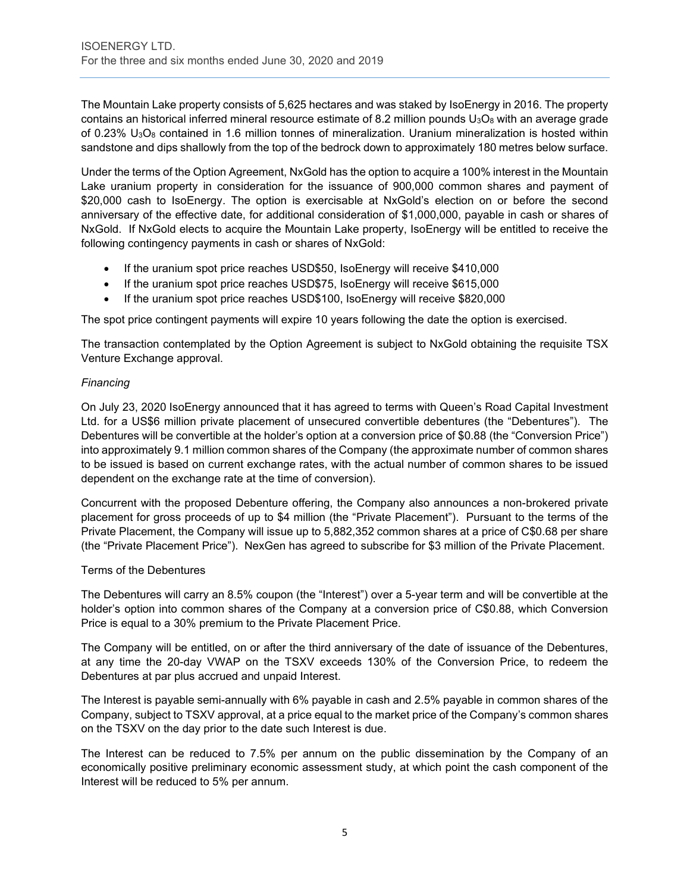The Mountain Lake property consists of 5,625 hectares and was staked by IsoEnergy in 2016. The property contains an historical inferred mineral resource estimate of 8.2 million pounds $U_3O_8$ with an average grade of 0.23% $U_3O_8$ contained in 1.6 million tonnes of mineralization. Uranium mineralization is hosted within sandstone and dips shallowly from the top of the bedrock down to approximately 180 metres below surface.

Under the terms of the Option Agreement, NxGold has the option to acquire a 100% interest in the Mountain Lake uranium property in consideration for the issuance of 900,000 common shares and payment of $20,000 cash to IsoEnergy. The option is exercisable at NxGold's election on or before the second anniversary of the effective date, for additional consideration of $1,000,000, payable in cash or shares of NxGold. If NxGold elects to acquire the Mountain Lake property, IsoEnergy will be entitled to receive the following contingency payments in cash or shares of NxGold:

- If the uranium spot price reaches USD$50, IsoEnergy will receive $410,000
- If the uranium spot price reaches USD$75, IsoEnergy will receive $615,000
- If the uranium spot price reaches USD$100, IsoEnergy will receive $820,000

The spot price contingent payments will expire 10 years following the date the option is exercised.

The transaction contemplated by the Option Agreement is subject to NxGold obtaining the requisite TSX Venture Exchange approval.

*Financing*

On July 23, 2020 IsoEnergy announced that it has agreed to terms with Queen's Road Capital Investment Ltd. for a US$6 million private placement of unsecured convertible debentures (the "Debentures"). The Debentures will be convertible at the holder's option at a conversion price of $0.88 (the "Conversion Price") into approximately 9.1 million common shares of the Company (the approximate number of common shares to be issued is based on current exchange rates, with the actual number of common shares to be issued dependent on the exchange rate at the time of conversion).

Concurrent with the proposed Debenture offering, the Company also announces a non-brokered private placement for gross proceeds of up to $4 million (the "Private Placement"). Pursuant to the terms of the Private Placement, the Company will issue up to 5,882,352 common shares at a price of C$0.68 per share (the "Private Placement Price"). NexGen has agreed to subscribe for $3 million of the Private Placement.

Terms of the Debentures

The Debentures will carry an 8.5% coupon (the "Interest") over a 5-year term and will be convertible at the holder's option into common shares of the Company at a conversion price of C$0.88, which Conversion Price is equal to a 30% premium to the Private Placement Price.

The Company will be entitled, on or after the third anniversary of the date of issuance of the Debentures, at any time the 20-day VWAP on the TSXV exceeds 130% of the Conversion Price, to redeem the Debentures at par plus accrued and unpaid Interest.

The Interest is payable semi-annually with 6% payable in cash and 2.5% payable in common shares of the Company, subject to TSXV approval, at a price equal to the market price of the Company's common shares on the TSXV on the day prior to the date such Interest is due.

The Interest can be reduced to 7.5% per annum on the public dissemination by the Company of an economically positive preliminary economic assessment study, at which point the cash component of the Interest will be reduced to 5% per annum.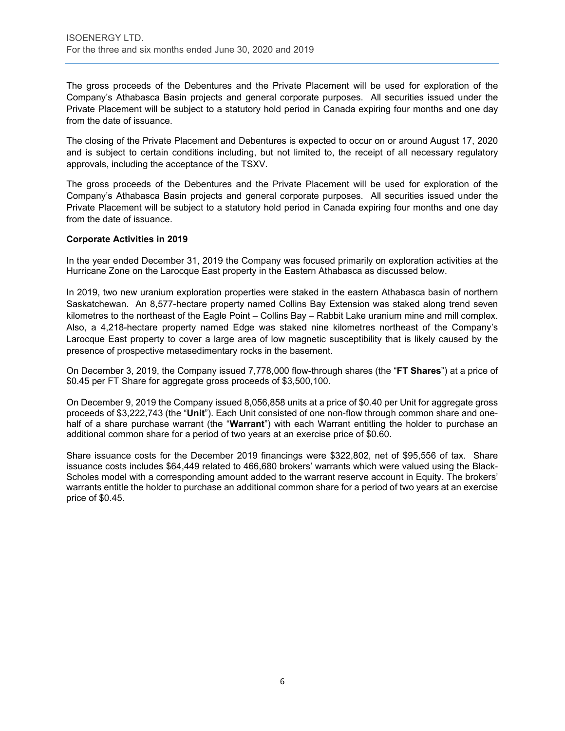The gross proceeds of the Debentures and the Private Placement will be used for exploration of the Company's Athabasca Basin projects and general corporate purposes. All securities issued under the Private Placement will be subject to a statutory hold period in Canada expiring four months and one day from the date of issuance.

The closing of the Private Placement and Debentures is expected to occur on or around August 17, 2020 and is subject to certain conditions including, but not limited to, the receipt of all necessary regulatory approvals, including the acceptance of the TSXV.

The gross proceeds of the Debentures and the Private Placement will be used for exploration of the Company's Athabasca Basin projects and general corporate purposes. All securities issued under the Private Placement will be subject to a statutory hold period in Canada expiring four months and one day from the date of issuance.

**Corporate Activities in 2019**

In the year ended December 31, 2019 the Company was focused primarily on exploration activities at the Hurricane Zone on the Larocque East property in the Eastern Athabasca as discussed below.

In 2019, two new uranium exploration properties were staked in the eastern Athabasca basin of northern Saskatchewan. An 8,577-hectare property named Collins Bay Extension was staked along trend seven kilometres to the northeast of the Eagle Point – Collins Bay – Rabbit Lake uranium mine and mill complex. Also, a 4,218-hectare property named Edge was staked nine kilometres northeast of the Company's Larocque East property to cover a large area of low magnetic susceptibility that is likely caused by the presence of prospective metasedimentary rocks in the basement.

On December 3, 2019, the Company issued 7,778,000 flow-through shares (the "**FT Shares**") at a price of $0.45 per FT Share for aggregate gross proceeds of $3,500,100.

On December 9, 2019 the Company issued 8,056,858 units at a price of $0.40 per Unit for aggregate gross proceeds of $3,222,743 (the "**Unit**"). Each Unit consisted of one non-flow through common share and one-half of a share purchase warrant (the "**Warrant**") with each Warrant entitling the holder to purchase an additional common share for a period of two years at an exercise price of $0.60.

Share issuance costs for the December 2019 financings were $322,802, net of $95,556 of tax. Share issuance costs includes $64,449 related to 466,680 brokers' warrants which were valued using the Black-Scholes model with a corresponding amount added to the warrant reserve account in Equity. The brokers' warrants entitle the holder to purchase an additional common share for a period of two years at an exercise price of $0.45.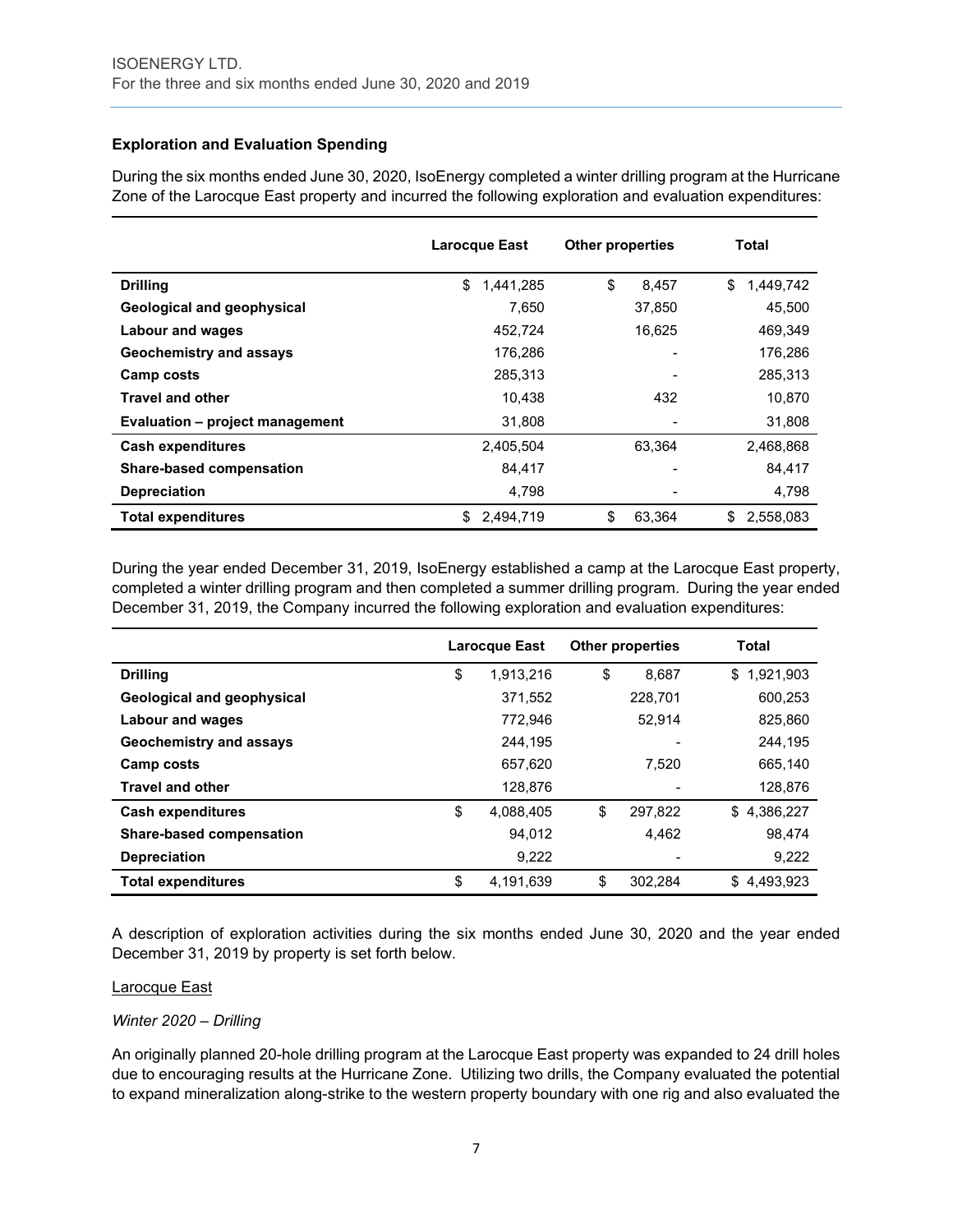### Exploration and Evaluation Spending

During the six months ended June 30, 2020, IsoEnergy completed a winter drilling program at the Hurricane Zone of the Larocque East property and incurred the following exploration and evaluation expenditures:

| | Larocque East | Other properties | Total |
|---|---|---|---|
| **Drilling** | $ 1,441,285 | $ 8,457 | $ 1,449,742 |
| **Geological and geophysical** | 7,650 | 37,850 | 45,500 |
| **Labour and wages** | 452,724 | 16,625 | 469,349 |
| **Geochemistry and assays** | 176,286 | - | 176,286 |
| **Camp costs** | 285,313 | - | 285,313 |
| **Travel and other** | 10,438 | 432 | 10,870 |
| **Evaluation – project management** | 31,808 | - | 31,808 |
| **Cash expenditures** | 2,405,504 | 63,364 | 2,468,868 |
| **Share-based compensation** | 84,417 | - | 84,417 |
| **Depreciation** | 4,798 | - | 4,798 |
| **Total expenditures** | $ 2,494,719 | $ 63,364 | $ 2,558,083 |

During the year ended December 31, 2019, IsoEnergy established a camp at the Larocque East property, completed a winter drilling program and then completed a summer drilling program. During the year ended December 31, 2019, the Company incurred the following exploration and evaluation expenditures:

| | Larocque East | Other properties | Total |
|---|---|---|---|
| **Drilling** | $ 1,913,216 | $ 8,687 | $ 1,921,903 |
| **Geological and geophysical** | 371,552 | 228,701 | 600,253 |
| **Labour and wages** | 772,946 | 52,914 | 825,860 |
| **Geochemistry and assays** | 244,195 | - | 244,195 |
| **Camp costs** | 657,620 | 7,520 | 665,140 |
| **Travel and other** | 128,876 | - | 128,876 |
| **Cash expenditures** | $ 4,088,405 | $ 297,822 | $ 4,386,227 |
| **Share-based compensation** | 94,012 | 4,462 | 98,474 |
| **Depreciation** | 9,222 | - | 9,222 |
| **Total expenditures** | $ 4,191,639 | $ 302,284 | $ 4,493,923 |

A description of exploration activities during the six months ended June 30, 2020 and the year ended December 31, 2019 by property is set forth below.

Larocque East

*Winter 2020 – Drilling*

An originally planned 20-hole drilling program at the Larocque East property was expanded to 24 drill holes due to encouraging results at the Hurricane Zone. Utilizing two drills, the Company evaluated the potential to expand mineralization along-strike to the western property boundary with one rig and also evaluated the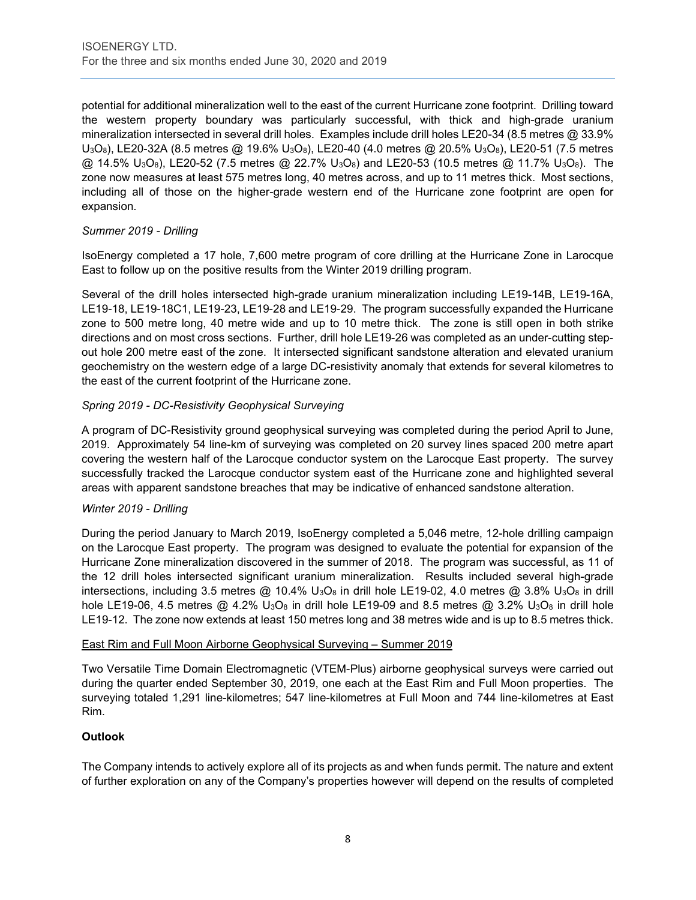potential for additional mineralization well to the east of the current Hurricane zone footprint. Drilling toward the western property boundary was particularly successful, with thick and high-grade uranium mineralization intersected in several drill holes. Examples include drill holes LE20-34 (8.5 metres @ 33.9% $U_3O_8$), LE20-32A (8.5 metres @ 19.6% $U_3O_8$), LE20-40 (4.0 metres @ 20.5% $U_3O_8$), LE20-51 (7.5 metres @ 14.5% $U_3O_8$), LE20-52 (7.5 metres @ 22.7% $U_3O_8$) and LE20-53 (10.5 metres @ 11.7% $U_3O_8$). The zone now measures at least 575 metres long, 40 metres across, and up to 11 metres thick. Most sections, including all of those on the higher-grade western end of the Hurricane zone footprint are open for expansion.

*Summer 2019 - Drilling*

IsoEnergy completed a 17 hole, 7,600 metre program of core drilling at the Hurricane Zone in Larocque East to follow up on the positive results from the Winter 2019 drilling program.

Several of the drill holes intersected high-grade uranium mineralization including LE19-14B, LE19-16A, LE19-18, LE19-18C1, LE19-23, LE19-28 and LE19-29. The program successfully expanded the Hurricane zone to 500 metre long, 40 metre wide and up to 10 metre thick. The zone is still open in both strike directions and on most cross sections. Further, drill hole LE19-26 was completed as an under-cutting step-out hole 200 metre east of the zone. It intersected significant sandstone alteration and elevated uranium geochemistry on the western edge of a large DC-resistivity anomaly that extends for several kilometres to the east of the current footprint of the Hurricane zone.

*Spring 2019 - DC-Resistivity Geophysical Surveying*

A program of DC-Resistivity ground geophysical surveying was completed during the period April to June, 2019. Approximately 54 line-km of surveying was completed on 20 survey lines spaced 200 metre apart covering the western half of the Larocque conductor system on the Larocque East property. The survey successfully tracked the Larocque conductor system east of the Hurricane zone and highlighted several areas with apparent sandstone breaches that may be indicative of enhanced sandstone alteration.

*Winter 2019 - Drilling*

During the period January to March 2019, IsoEnergy completed a 5,046 metre, 12-hole drilling campaign on the Larocque East property. The program was designed to evaluate the potential for expansion of the Hurricane Zone mineralization discovered in the summer of 2018. The program was successful, as 11 of the 12 drill holes intersected significant uranium mineralization. Results included several high-grade intersections, including 3.5 metres @ 10.4% $U_3O_8$ in drill hole LE19-02, 4.0 metres @ 3.8% $U_3O_8$ in drill hole LE19-06, 4.5 metres @ 4.2% $U_3O_8$ in drill hole LE19-09 and 8.5 metres @ 3.2% $U_3O_8$ in drill hole LE19-12. The zone now extends at least 150 metres long and 38 metres wide and is up to 8.5 metres thick.

East Rim and Full Moon Airborne Geophysical Surveying – Summer 2019

Two Versatile Time Domain Electromagnetic (VTEM-Plus) airborne geophysical surveys were carried out during the quarter ended September 30, 2019, one each at the East Rim and Full Moon properties. The surveying totaled 1,291 line-kilometres; 547 line-kilometres at Full Moon and 744 line-kilometres at East Rim.

**Outlook**

The Company intends to actively explore all of its projects as and when funds permit. The nature and extent of further exploration on any of the Company's properties however will depend on the results of completed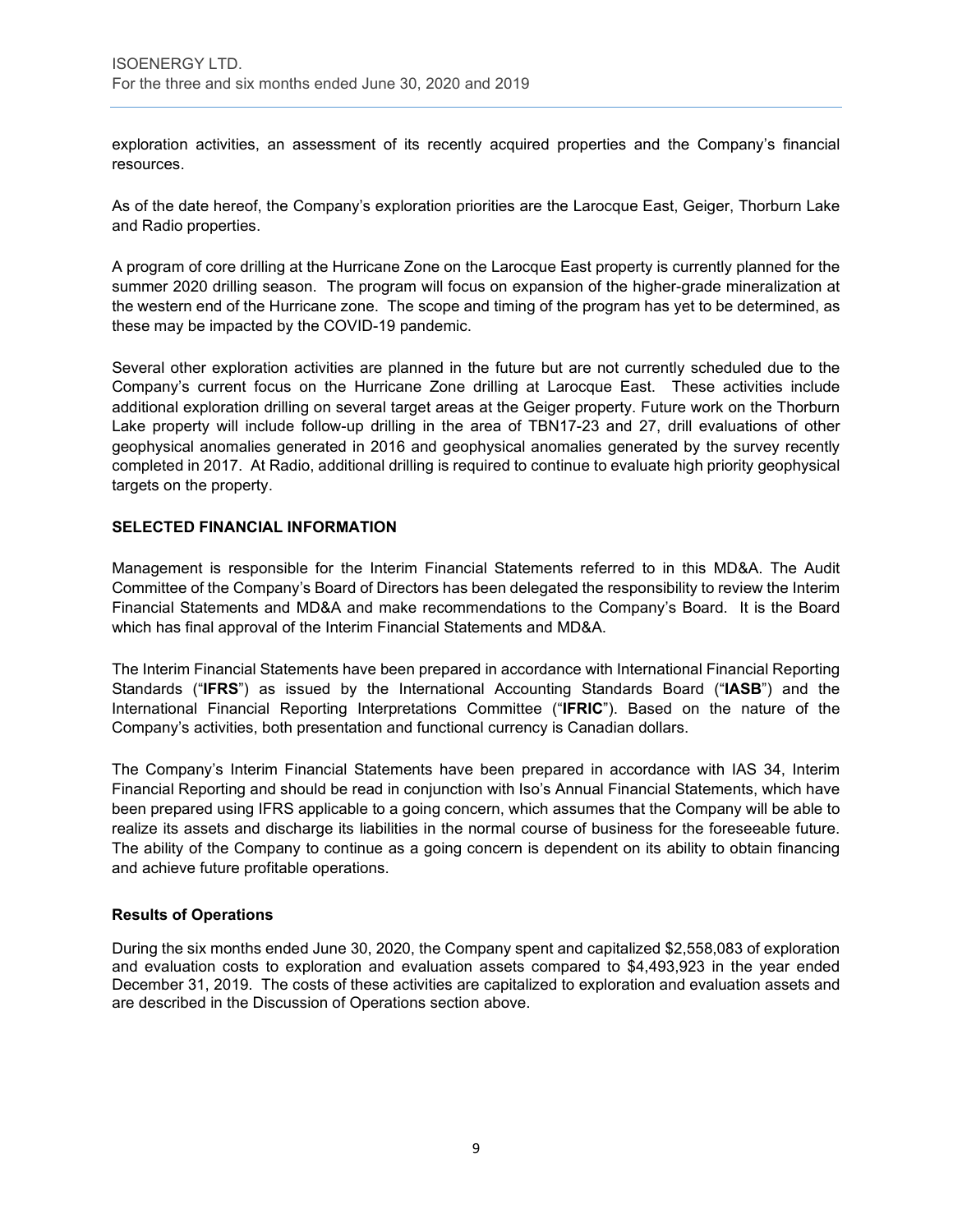exploration activities, an assessment of its recently acquired properties and the Company's financial resources.

As of the date hereof, the Company's exploration priorities are the Larocque East, Geiger, Thorburn Lake and Radio properties.

A program of core drilling at the Hurricane Zone on the Larocque East property is currently planned for the summer 2020 drilling season. The program will focus on expansion of the higher-grade mineralization at the western end of the Hurricane zone. The scope and timing of the program has yet to be determined, as these may be impacted by the COVID-19 pandemic.

Several other exploration activities are planned in the future but are not currently scheduled due to the Company's current focus on the Hurricane Zone drilling at Larocque East. These activities include additional exploration drilling on several target areas at the Geiger property. Future work on the Thorburn Lake property will include follow-up drilling in the area of TBN17-23 and 27, drill evaluations of other geophysical anomalies generated in 2016 and geophysical anomalies generated by the survey recently completed in 2017. At Radio, additional drilling is required to continue to evaluate high priority geophysical targets on the property.

## SELECTED FINANCIAL INFORMATION

Management is responsible for the Interim Financial Statements referred to in this MD&A. The Audit Committee of the Company's Board of Directors has been delegated the responsibility to review the Interim Financial Statements and MD&A and make recommendations to the Company's Board. It is the Board which has final approval of the Interim Financial Statements and MD&A.

The Interim Financial Statements have been prepared in accordance with International Financial Reporting Standards ("**IFRS**") as issued by the International Accounting Standards Board ("**IASB**") and the International Financial Reporting Interpretations Committee ("**IFRIC**"). Based on the nature of the Company's activities, both presentation and functional currency is Canadian dollars.

The Company's Interim Financial Statements have been prepared in accordance with IAS 34, Interim Financial Reporting and should be read in conjunction with Iso's Annual Financial Statements, which have been prepared using IFRS applicable to a going concern, which assumes that the Company will be able to realize its assets and discharge its liabilities in the normal course of business for the foreseeable future. The ability of the Company to continue as a going concern is dependent on its ability to obtain financing and achieve future profitable operations.

### Results of Operations

During the six months ended June 30, 2020, the Company spent and capitalized $2,558,083 of exploration and evaluation costs to exploration and evaluation assets compared to $4,493,923 in the year ended December 31, 2019. The costs of these activities are capitalized to exploration and evaluation assets and are described in the Discussion of Operations section above.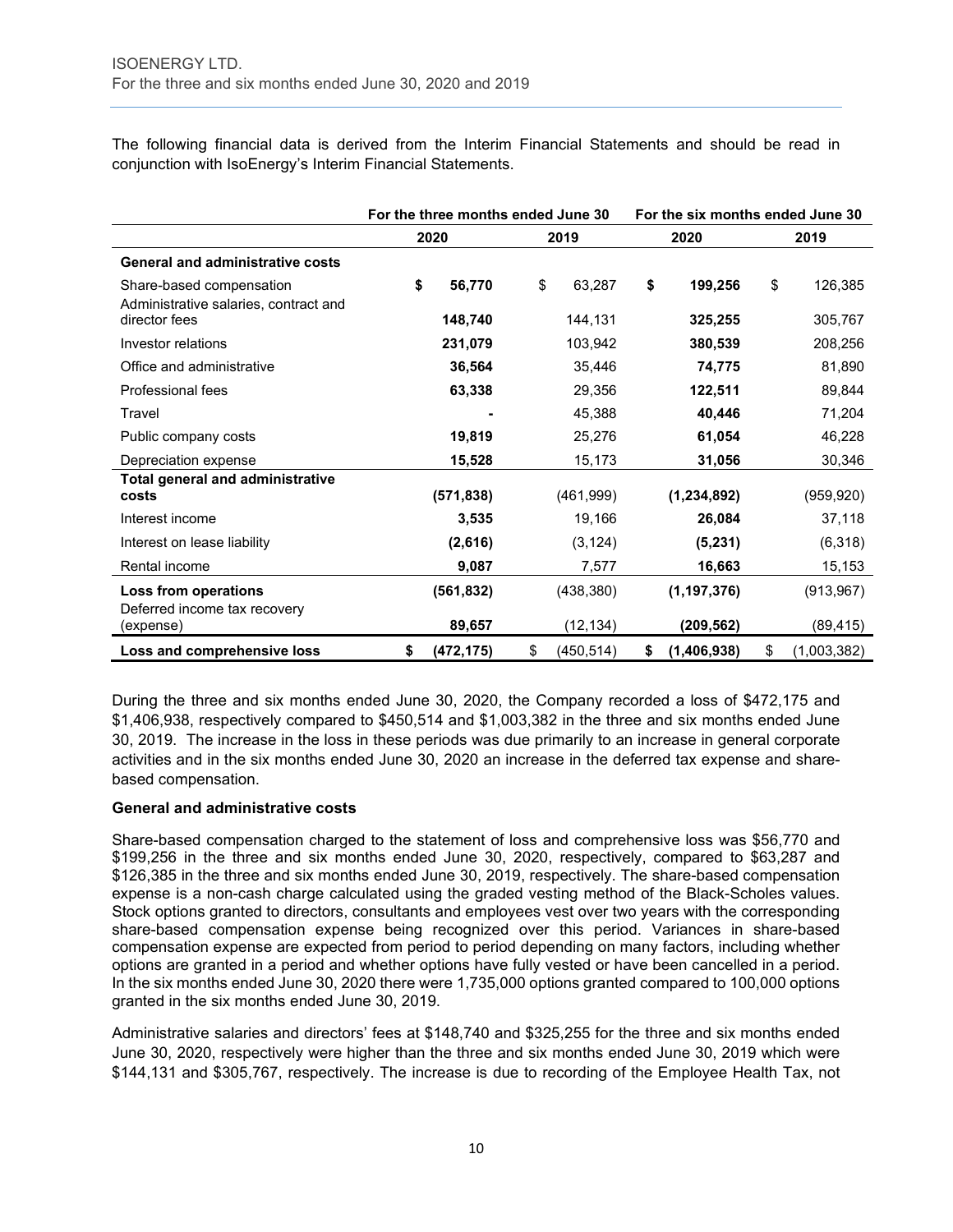The following financial data is derived from the Interim Financial Statements and should be read in conjunction with IsoEnergy's Interim Financial Statements.

| | For the three months ended June 30 | | For the six months ended June 30 | |
|---|---|---|---|---|
| | **2020** | **2019** | **2020** | **2019** |
| **General and administrative costs** | | | | |
| Share-based compensation | **$ 56,770** | $ 63,287 | **$ 199,256** | $ 126,385 |
| Administrative salaries, contract and director fees | **148,740** | 144,131 | **325,255** | 305,767 |
| Investor relations | **231,079** | 103,942 | **380,539** | 208,256 |
| Office and administrative | **36,564** | 35,446 | **74,775** | 81,890 |
| Professional fees | **63,338** | 29,356 | **122,511** | 89,844 |
| Travel | **-** | 45,388 | **40,446** | 71,204 |
| Public company costs | **19,819** | 25,276 | **61,054** | 46,228 |
| Depreciation expense | **15,528** | 15,173 | **31,056** | 30,346 |
| **Total general and administrative costs** | **(571,838)** | (461,999) | **(1,234,892)** | (959,920) |
| Interest income | **3,535** | 19,166 | **26,084** | 37,118 |
| Interest on lease liability | **(2,616)** | (3,124) | **(5,231)** | (6,318) |
| Rental income | **9,087** | 7,577 | **16,663** | 15,153 |
| **Loss from operations** | **(561,832)** | (438,380) | **(1,197,376)** | (913,967) |
| Deferred income tax recovery (expense) | **89,657** | (12,134) | **(209,562)** | (89,415) |
| **Loss and comprehensive loss** | **$ (472,175)** | $ (450,514) | **$ (1,406,938)** | $ (1,003,382) |

During the three and six months ended June 30, 2020, the Company recorded a loss of $472,175 and $1,406,938, respectively compared to $450,514 and $1,003,382 in the three and six months ended June 30, 2019. The increase in the loss in these periods was due primarily to an increase in general corporate activities and in the six months ended June 30, 2020 an increase in the deferred tax expense and share-based compensation.

**General and administrative costs**

Share-based compensation charged to the statement of loss and comprehensive loss was $56,770 and $199,256 in the three and six months ended June 30, 2020, respectively, compared to $63,287 and $126,385 in the three and six months ended June 30, 2019, respectively. The share-based compensation expense is a non-cash charge calculated using the graded vesting method of the Black-Scholes values. Stock options granted to directors, consultants and employees vest over two years with the corresponding share-based compensation expense being recognized over this period. Variances in share-based compensation expense are expected from period to period depending on many factors, including whether options are granted in a period and whether options have fully vested or have been cancelled in a period. In the six months ended June 30, 2020 there were 1,735,000 options granted compared to 100,000 options granted in the six months ended June 30, 2019.

Administrative salaries and directors' fees at $148,740 and $325,255 for the three and six months ended June 30, 2020, respectively were higher than the three and six months ended June 30, 2019 which were $144,131 and $305,767, respectively. The increase is due to recording of the Employee Health Tax, not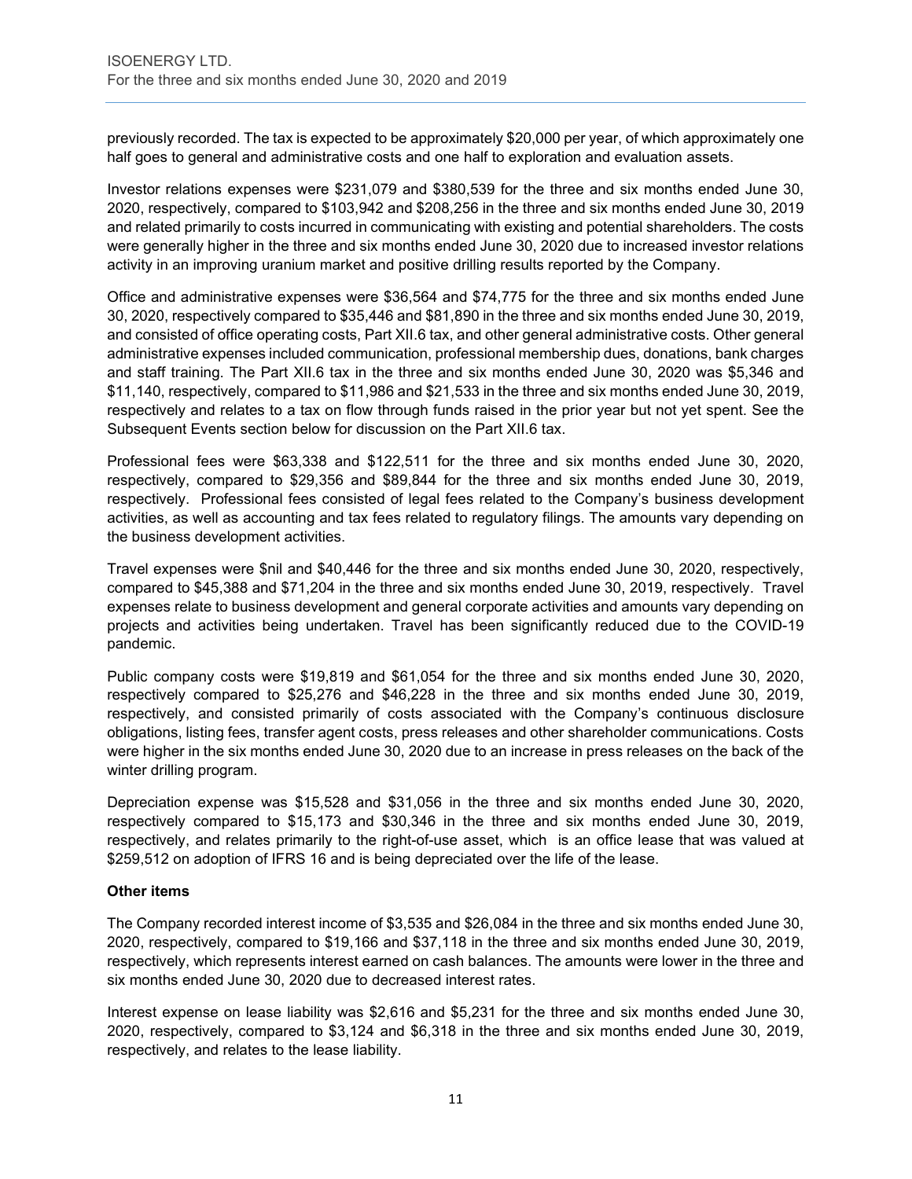previously recorded. The tax is expected to be approximately $20,000 per year, of which approximately one half goes to general and administrative costs and one half to exploration and evaluation assets.

Investor relations expenses were $231,079 and $380,539 for the three and six months ended June 30, 2020, respectively, compared to $103,942 and $208,256 in the three and six months ended June 30, 2019 and related primarily to costs incurred in communicating with existing and potential shareholders. The costs were generally higher in the three and six months ended June 30, 2020 due to increased investor relations activity in an improving uranium market and positive drilling results reported by the Company.

Office and administrative expenses were $36,564 and $74,775 for the three and six months ended June 30, 2020, respectively compared to $35,446 and $81,890 in the three and six months ended June 30, 2019, and consisted of office operating costs, Part XII.6 tax, and other general administrative costs. Other general administrative expenses included communication, professional membership dues, donations, bank charges and staff training. The Part XII.6 tax in the three and six months ended June 30, 2020 was $5,346 and $11,140, respectively, compared to $11,986 and $21,533 in the three and six months ended June 30, 2019, respectively and relates to a tax on flow through funds raised in the prior year but not yet spent. See the Subsequent Events section below for discussion on the Part XII.6 tax.

Professional fees were $63,338 and $122,511 for the three and six months ended June 30, 2020, respectively, compared to $29,356 and $89,844 for the three and six months ended June 30, 2019, respectively. Professional fees consisted of legal fees related to the Company's business development activities, as well as accounting and tax fees related to regulatory filings. The amounts vary depending on the business development activities.

Travel expenses were $nil and $40,446 for the three and six months ended June 30, 2020, respectively, compared to $45,388 and $71,204 in the three and six months ended June 30, 2019, respectively. Travel expenses relate to business development and general corporate activities and amounts vary depending on projects and activities being undertaken. Travel has been significantly reduced due to the COVID-19 pandemic.

Public company costs were $19,819 and $61,054 for the three and six months ended June 30, 2020, respectively compared to $25,276 and $46,228 in the three and six months ended June 30, 2019, respectively, and consisted primarily of costs associated with the Company's continuous disclosure obligations, listing fees, transfer agent costs, press releases and other shareholder communications. Costs were higher in the six months ended June 30, 2020 due to an increase in press releases on the back of the winter drilling program.

Depreciation expense was $15,528 and $31,056 in the three and six months ended June 30, 2020, respectively compared to $15,173 and $30,346 in the three and six months ended June 30, 2019, respectively, and relates primarily to the right-of-use asset, which is an office lease that was valued at $259,512 on adoption of IFRS 16 and is being depreciated over the life of the lease.

**Other items**

The Company recorded interest income of $3,535 and $26,084 in the three and six months ended June 30, 2020, respectively, compared to $19,166 and $37,118 in the three and six months ended June 30, 2019, respectively, which represents interest earned on cash balances. The amounts were lower in the three and six months ended June 30, 2020 due to decreased interest rates.

Interest expense on lease liability was $2,616 and $5,231 for the three and six months ended June 30, 2020, respectively, compared to $3,124 and $6,318 in the three and six months ended June 30, 2019, respectively, and relates to the lease liability.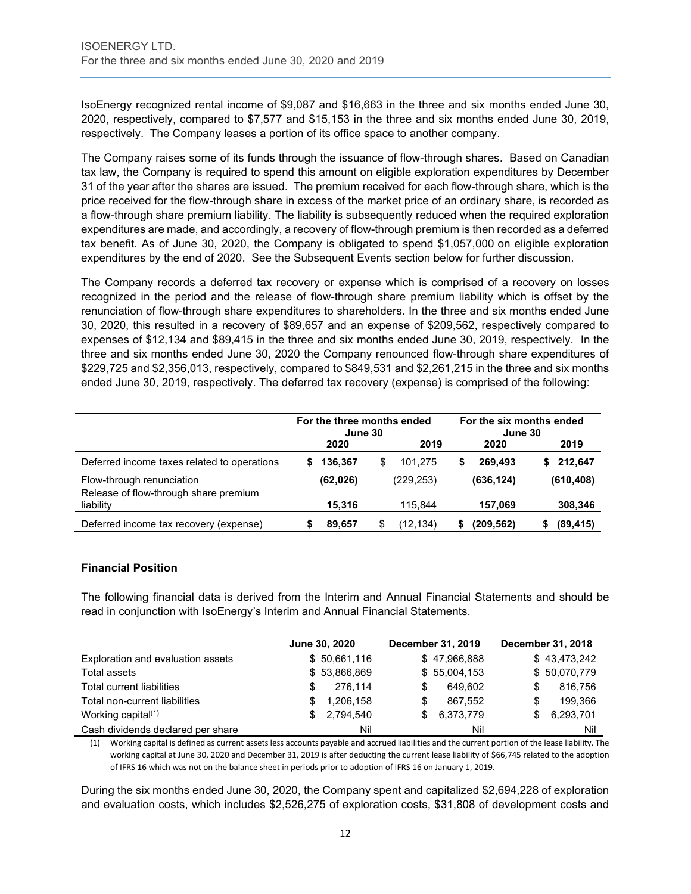IsoEnergy recognized rental income of $9,087 and $16,663 in the three and six months ended June 30, 2020, respectively, compared to $7,577 and $15,153 in the three and six months ended June 30, 2019, respectively. The Company leases a portion of its office space to another company.

The Company raises some of its funds through the issuance of flow-through shares. Based on Canadian tax law, the Company is required to spend this amount on eligible exploration expenditures by December 31 of the year after the shares are issued. The premium received for each flow-through share, which is the price received for the flow-through share in excess of the market price of an ordinary share, is recorded as a flow-through share premium liability. The liability is subsequently reduced when the required exploration expenditures are made, and accordingly, a recovery of flow-through premium is then recorded as a deferred tax benefit. As of June 30, 2020, the Company is obligated to spend $1,057,000 on eligible exploration expenditures by the end of 2020. See the Subsequent Events section below for further discussion.

The Company records a deferred tax recovery or expense which is comprised of a recovery on losses recognized in the period and the release of flow-through share premium liability which is offset by the renunciation of flow-through share expenditures to shareholders. In the three and six months ended June 30, 2020, this resulted in a recovery of $89,657 and an expense of $209,562, respectively compared to expenses of $12,134 and $89,415 in the three and six months ended June 30, 2019, respectively. In the three and six months ended June 30, 2020 the Company renounced flow-through share expenditures of $229,725 and $2,356,013, respectively, compared to $849,531 and $2,261,215 in the three and six months ended June 30, 2019, respectively. The deferred tax recovery (expense) is comprised of the following:

| | For the three months ended June 30 | | For the six months ended June 30 | |
|---|---|---|---|---|
| | **2020** | 2019 | **2020** | **2019** |
| Deferred income taxes related to operations | **$ 136,367** | $ 101,275 | **$ 269,493** | **$ 212,647** |
| Flow-through renunciation | **(62,026)** | (229,253) | **(636,124)** | **(610,408)** |
| Release of flow-through share premium liability | **15,316** | 115,844 | **157,069** | **308,346** |
| Deferred income tax recovery (expense) | **$ 89,657** | $ (12,134) | **$ (209,562)** | **$ (89,415)** |

### Financial Position

The following financial data is derived from the Interim and Annual Financial Statements and should be read in conjunction with IsoEnergy's Interim and Annual Financial Statements.

| | June 30, 2020 | December 31, 2019 | December 31, 2018 |
|---|---|---|---|
| Exploration and evaluation assets | $ 50,661,116 | $ 47,966,888 | $ 43,473,242 |
| Total assets | $ 53,866,869 | $ 55,004,153 | $ 50,070,779 |
| Total current liabilities | $ 276,114 | $ 649,602 | $ 816,756 |
| Total non-current liabilities | $ 1,206,158 | $ 867,552 | $ 199,366 |
| Working capital[(1)] | $ 2,794,540 | $ 6,373,779 | $ 6,293,701 |
| Cash dividends declared per share | Nil | Nil | Nil |

(1) Working capital is defined as current assets less accounts payable and accrued liabilities and the current portion of the lease liability. The working capital at June 30, 2020 and December 31, 2019 is after deducting the current lease liability of $66,745 related to the adoption of IFRS 16 which was not on the balance sheet in periods prior to adoption of IFRS 16 on January 1, 2019.

During the six months ended June 30, 2020, the Company spent and capitalized $2,694,228 of exploration and evaluation costs, which includes $2,526,275 of exploration costs, $31,808 of development costs and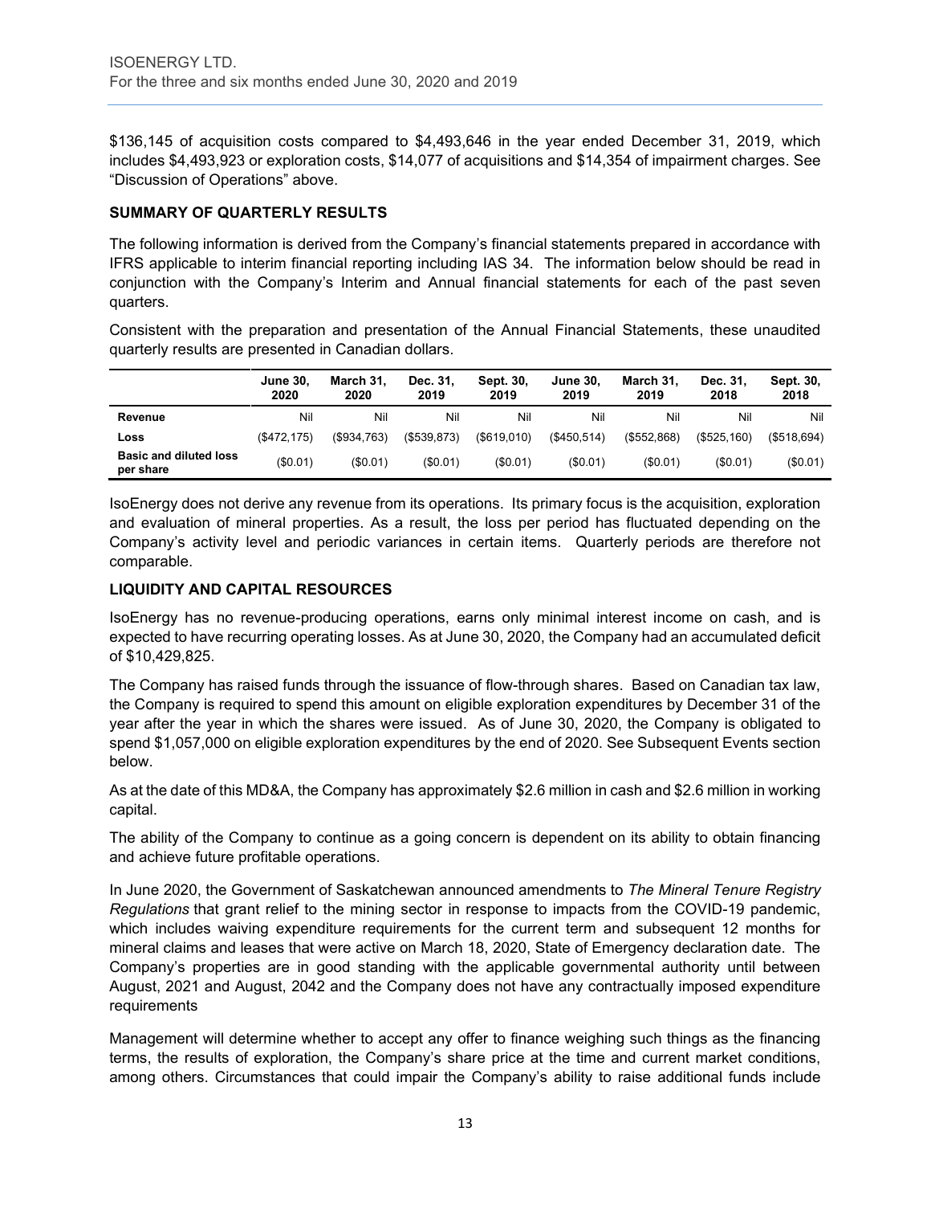$136,145 of acquisition costs compared to $4,493,646 in the year ended December 31, 2019, which includes $4,493,923 or exploration costs, $14,077 of acquisitions and $14,354 of impairment charges. See "Discussion of Operations" above.

## SUMMARY OF QUARTERLY RESULTS

The following information is derived from the Company's financial statements prepared in accordance with IFRS applicable to interim financial reporting including IAS 34. The information below should be read in conjunction with the Company's Interim and Annual financial statements for each of the past seven quarters.

Consistent with the preparation and presentation of the Annual Financial Statements, these unaudited quarterly results are presented in Canadian dollars.

| | June 30, 2020 | March 31, 2020 | Dec. 31, 2019 | Sept. 30, 2019 | June 30, 2019 | March 31, 2019 | Dec. 31, 2018 | Sept. 30, 2018 |
|---|---|---|---|---|---|---|---|---|
| **Revenue** | Nil | Nil | Nil | Nil | Nil | Nil | Nil | Nil |
| **Loss** | ($472,175) | ($934,763) | ($539,873) | ($619,010) | ($450,514) | ($552,868) | ($525,160) | ($518,694) |
| **Basic and diluted loss per share** | ($0.01) | ($0.01) | ($0.01) | ($0.01) | ($0.01) | ($0.01) | ($0.01) | ($0.01) |

IsoEnergy does not derive any revenue from its operations. Its primary focus is the acquisition, exploration and evaluation of mineral properties. As a result, the loss per period has fluctuated depending on the Company's activity level and periodic variances in certain items. Quarterly periods are therefore not comparable.

## LIQUIDITY AND CAPITAL RESOURCES

IsoEnergy has no revenue-producing operations, earns only minimal interest income on cash, and is expected to have recurring operating losses. As at June 30, 2020, the Company had an accumulated deficit of $10,429,825.

The Company has raised funds through the issuance of flow-through shares. Based on Canadian tax law, the Company is required to spend this amount on eligible exploration expenditures by December 31 of the year after the year in which the shares were issued. As of June 30, 2020, the Company is obligated to spend $1,057,000 on eligible exploration expenditures by the end of 2020. See Subsequent Events section below.

As at the date of this MD&A, the Company has approximately $2.6 million in cash and $2.6 million in working capital.

The ability of the Company to continue as a going concern is dependent on its ability to obtain financing and achieve future profitable operations.

In June 2020, the Government of Saskatchewan announced amendments to *The Mineral Tenure Registry Regulations* that grant relief to the mining sector in response to impacts from the COVID-19 pandemic, which includes waiving expenditure requirements for the current term and subsequent 12 months for mineral claims and leases that were active on March 18, 2020, State of Emergency declaration date. The Company's properties are in good standing with the applicable governmental authority until between August, 2021 and August, 2042 and the Company does not have any contractually imposed expenditure requirements

Management will determine whether to accept any offer to finance weighing such things as the financing terms, the results of exploration, the Company's share price at the time and current market conditions, among others. Circumstances that could impair the Company's ability to raise additional funds include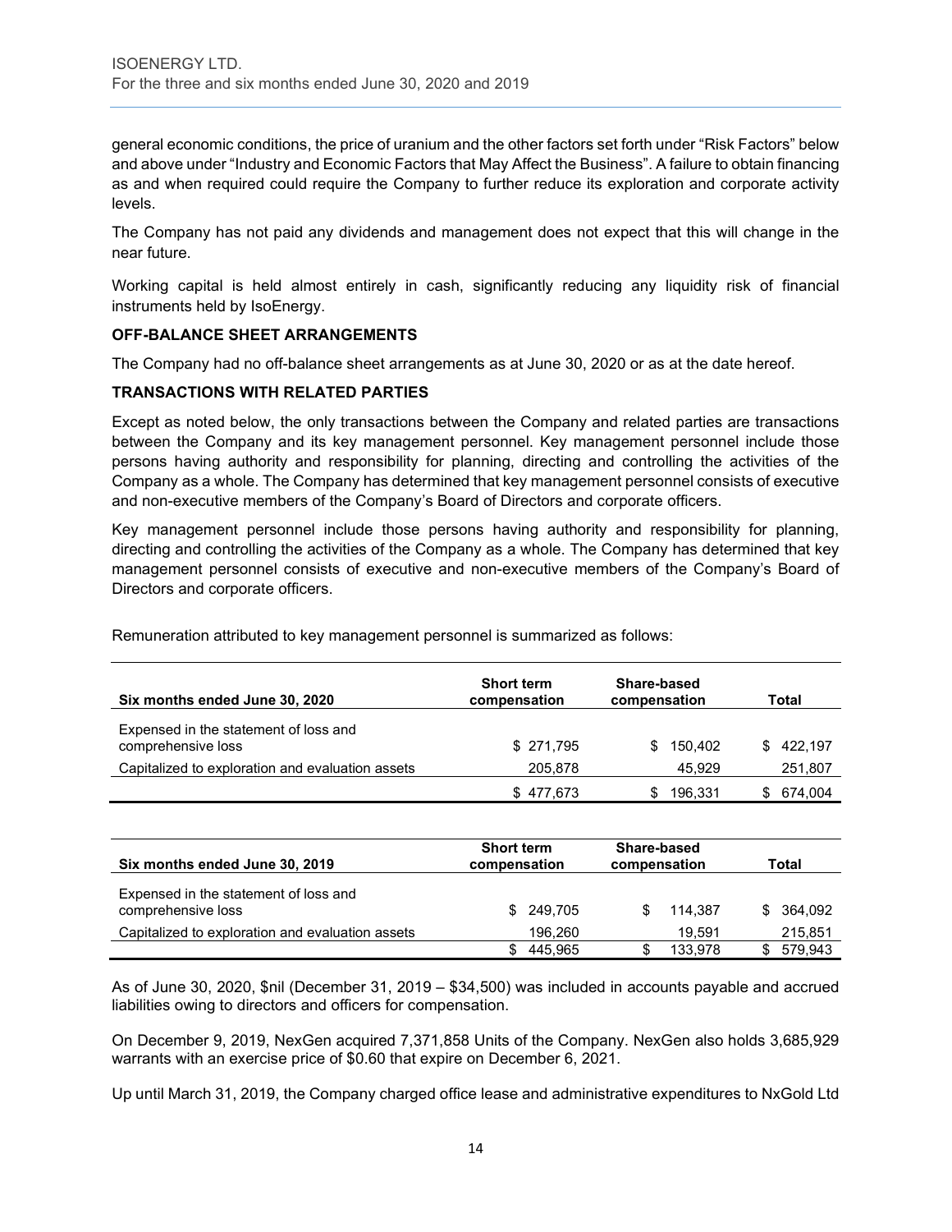general economic conditions, the price of uranium and the other factors set forth under "Risk Factors" below and above under "Industry and Economic Factors that May Affect the Business". A failure to obtain financing as and when required could require the Company to further reduce its exploration and corporate activity levels.

The Company has not paid any dividends and management does not expect that this will change in the near future.

Working capital is held almost entirely in cash, significantly reducing any liquidity risk of financial instruments held by IsoEnergy.

**OFF-BALANCE SHEET ARRANGEMENTS**

The Company had no off-balance sheet arrangements as at June 30, 2020 or as at the date hereof.

**TRANSACTIONS WITH RELATED PARTIES**

Except as noted below, the only transactions between the Company and related parties are transactions between the Company and its key management personnel. Key management personnel include those persons having authority and responsibility for planning, directing and controlling the activities of the Company as a whole. The Company has determined that key management personnel consists of executive and non-executive members of the Company's Board of Directors and corporate officers.

Key management personnel include those persons having authority and responsibility for planning, directing and controlling the activities of the Company as a whole. The Company has determined that key management personnel consists of executive and non-executive members of the Company's Board of Directors and corporate officers.

Remuneration attributed to key management personnel is summarized as follows:

| Six months ended June 30, 2020 | Short term compensation | Share-based compensation | Total |
|---|---|---|---|
| Expensed in the statement of loss and comprehensive loss | $ 271,795 | $ 150,402 | $ 422,197 |
| Capitalized to exploration and evaluation assets | 205,878 | 45,929 | 251,807 |
| | $ 477,673 | $ 196,331 | $ 674,004 |

| Six months ended June 30, 2019 | Short term compensation | Share-based compensation | Total |
|---|---|---|---|
| Expensed in the statement of loss and comprehensive loss | $ 249,705 | $ 114,387 | $ 364,092 |
| Capitalized to exploration and evaluation assets | 196,260 | 19,591 | 215,851 |
| | $ 445,965 | $ 133,978 | $ 579,943 |

As of June 30, 2020, $nil (December 31, 2019 – $34,500) was included in accounts payable and accrued liabilities owing to directors and officers for compensation.

On December 9, 2019, NexGen acquired 7,371,858 Units of the Company. NexGen also holds 3,685,929 warrants with an exercise price of $0.60 that expire on December 6, 2021.

Up until March 31, 2019, the Company charged office lease and administrative expenditures to NxGold Ltd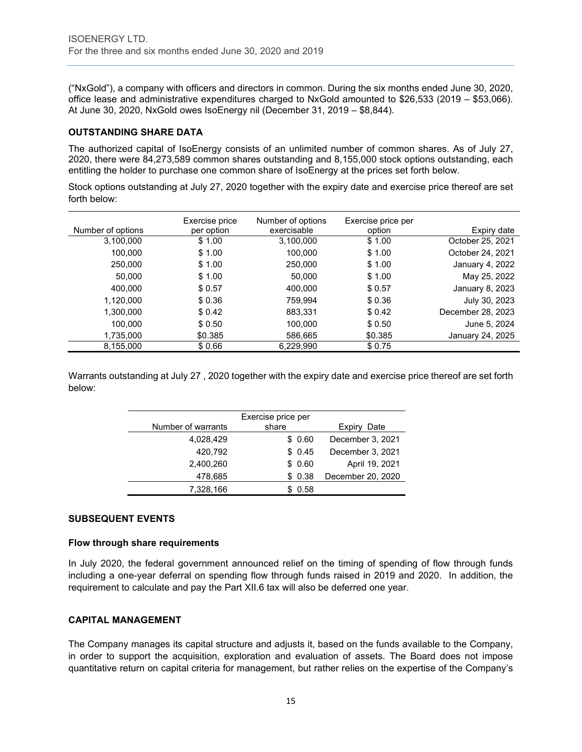("NxGold"), a company with officers and directors in common. During the six months ended June 30, 2020, office lease and administrative expenditures charged to NxGold amounted to $26,533 (2019 – $53,066). At June 30, 2020, NxGold owes IsoEnergy nil (December 31, 2019 – $8,844).

## OUTSTANDING SHARE DATA

The authorized capital of IsoEnergy consists of an unlimited number of common shares. As of July 27, 2020, there were 84,273,589 common shares outstanding and 8,155,000 stock options outstanding, each entitling the holder to purchase one common share of IsoEnergy at the prices set forth below.

Stock options outstanding at July 27, 2020 together with the expiry date and exercise price thereof are set forth below:

| Number of options | Exercise price per option | Number of options exercisable | Exercise price per option | Expiry date |
|---|---|---|---|---|
| 3,100,000 | $ 1.00 | 3,100,000 | $ 1.00 | October 25, 2021 |
| 100,000 | $ 1.00 | 100,000 | $ 1.00 | October 24, 2021 |
| 250,000 | $ 1.00 | 250,000 | $ 1.00 | January 4, 2022 |
| 50,000 | $ 1.00 | 50,000 | $ 1.00 | May 25, 2022 |
| 400,000 | $ 0.57 | 400,000 | $ 0.57 | January 8, 2023 |
| 1,120,000 | $ 0.36 | 759,994 | $ 0.36 | July 30, 2023 |
| 1,300,000 | $ 0.42 | 883,331 | $ 0.42 | December 28, 2023 |
| 100,000 | $ 0.50 | 100,000 | $ 0.50 | June 5, 2024 |
| 1,735,000 | $0.385 | 586,665 | $0.385 | January 24, 2025 |
| 8,155,000 | $ 0.66 | 6,229,990 | $ 0.75 | |

Warrants outstanding at July 27 , 2020 together with the expiry date and exercise price thereof are set forth below:

| Number of warrants | Exercise price per share | Expiry Date |
|---|---|---|
| 4,028,429 | $ 0.60 | December 3, 2021 |
| 420,792 | $ 0.45 | December 3, 2021 |
| 2,400,260 | $ 0.60 | April 19, 2021 |
| 478,685 | $ 0.38 | December 20, 2020 |
| 7,328,166 | $ 0.58 | |

## SUBSEQUENT EVENTS

### Flow through share requirements

In July 2020, the federal government announced relief on the timing of spending of flow through funds including a one-year deferral on spending flow through funds raised in 2019 and 2020. In addition, the requirement to calculate and pay the Part XII.6 tax will also be deferred one year.

## CAPITAL MANAGEMENT

The Company manages its capital structure and adjusts it, based on the funds available to the Company, in order to support the acquisition, exploration and evaluation of assets. The Board does not impose quantitative return on capital criteria for management, but rather relies on the expertise of the Company's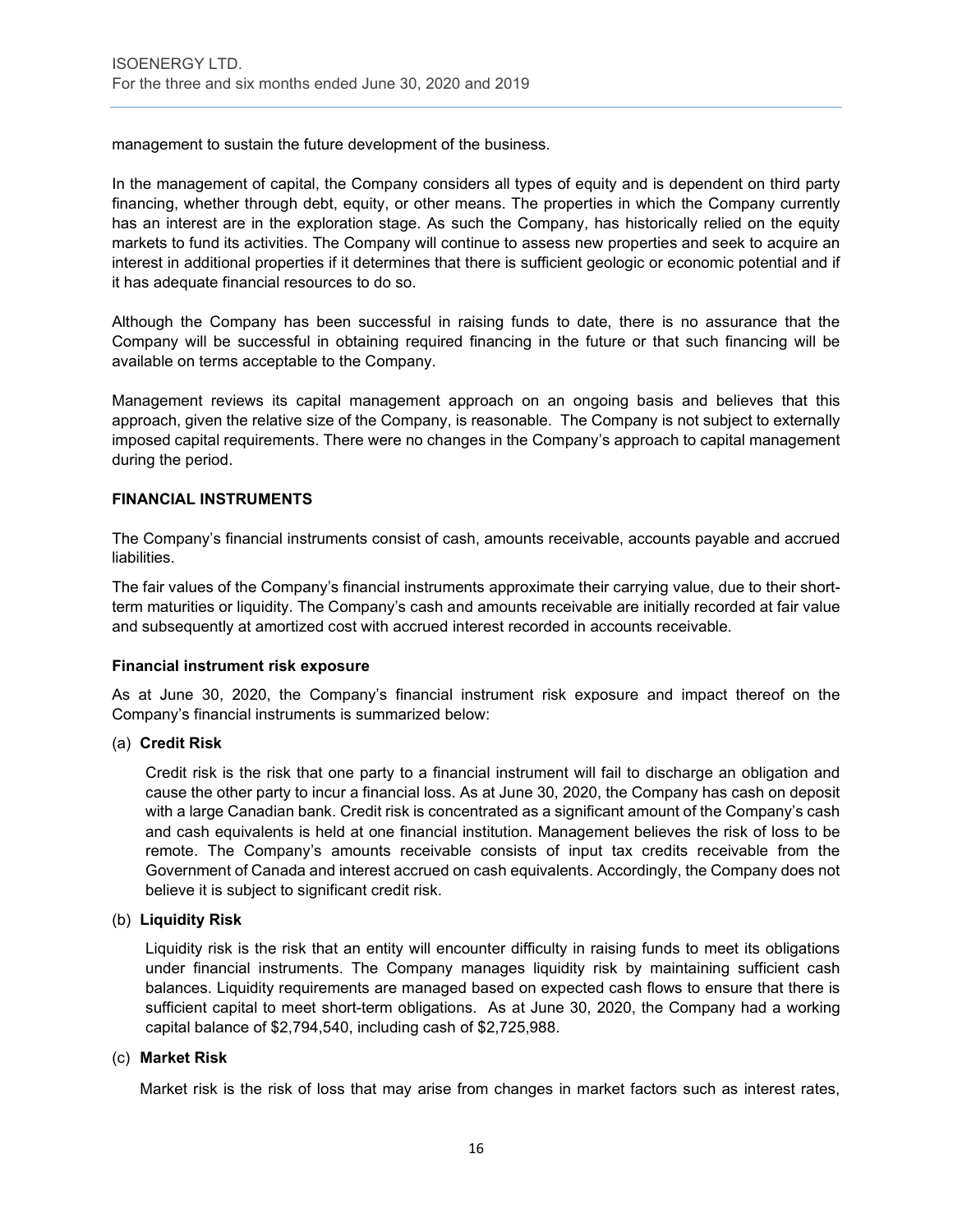management to sustain the future development of the business.

In the management of capital, the Company considers all types of equity and is dependent on third party financing, whether through debt, equity, or other means. The properties in which the Company currently has an interest are in the exploration stage. As such the Company, has historically relied on the equity markets to fund its activities. The Company will continue to assess new properties and seek to acquire an interest in additional properties if it determines that there is sufficient geologic or economic potential and if it has adequate financial resources to do so.

Although the Company has been successful in raising funds to date, there is no assurance that the Company will be successful in obtaining required financing in the future or that such financing will be available on terms acceptable to the Company.

Management reviews its capital management approach on an ongoing basis and believes that this approach, given the relative size of the Company, is reasonable. The Company is not subject to externally imposed capital requirements. There were no changes in the Company's approach to capital management during the period.

**FINANCIAL INSTRUMENTS**

The Company's financial instruments consist of cash, amounts receivable, accounts payable and accrued liabilities.

The fair values of the Company's financial instruments approximate their carrying value, due to their short-term maturities or liquidity. The Company's cash and amounts receivable are initially recorded at fair value and subsequently at amortized cost with accrued interest recorded in accounts receivable.

**Financial instrument risk exposure**

As at June 30, 2020, the Company's financial instrument risk exposure and impact thereof on the Company's financial instruments is summarized below:

(a) **Credit Risk**

Credit risk is the risk that one party to a financial instrument will fail to discharge an obligation and cause the other party to incur a financial loss. As at June 30, 2020, the Company has cash on deposit with a large Canadian bank. Credit risk is concentrated as a significant amount of the Company's cash and cash equivalents is held at one financial institution. Management believes the risk of loss to be remote. The Company's amounts receivable consists of input tax credits receivable from the Government of Canada and interest accrued on cash equivalents. Accordingly, the Company does not believe it is subject to significant credit risk.

(b) **Liquidity Risk**

Liquidity risk is the risk that an entity will encounter difficulty in raising funds to meet its obligations under financial instruments. The Company manages liquidity risk by maintaining sufficient cash balances. Liquidity requirements are managed based on expected cash flows to ensure that there is sufficient capital to meet short-term obligations. As at June 30, 2020, the Company had a working capital balance of $2,794,540, including cash of $2,725,988.

(c) **Market Risk**

Market risk is the risk of loss that may arise from changes in market factors such as interest rates,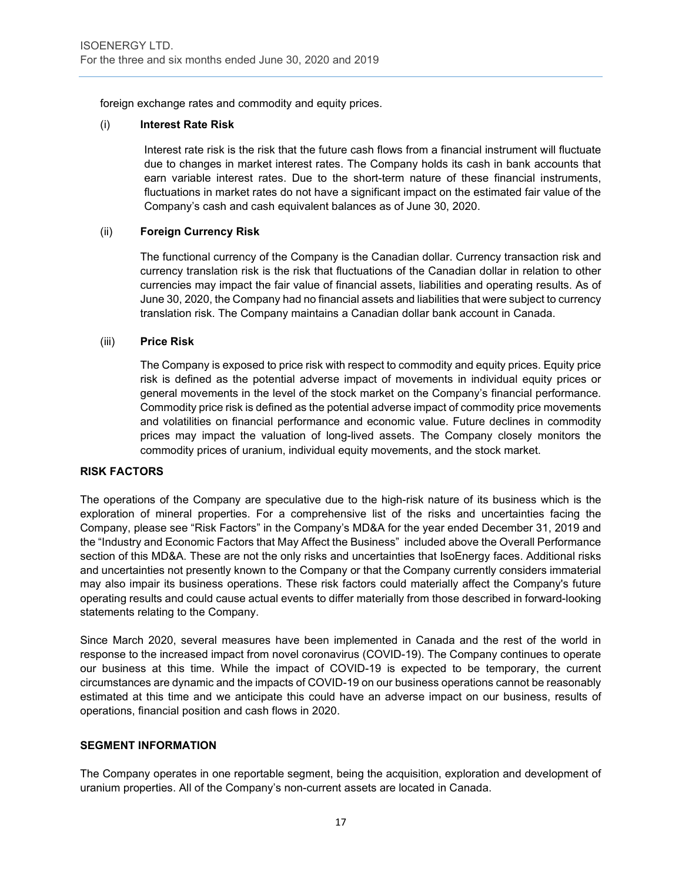foreign exchange rates and commodity and equity prices.

(i) **Interest Rate Risk**

Interest rate risk is the risk that the future cash flows from a financial instrument will fluctuate due to changes in market interest rates. The Company holds its cash in bank accounts that earn variable interest rates. Due to the short-term nature of these financial instruments, fluctuations in market rates do not have a significant impact on the estimated fair value of the Company's cash and cash equivalent balances as of June 30, 2020.

(ii) **Foreign Currency Risk**

The functional currency of the Company is the Canadian dollar. Currency transaction risk and currency translation risk is the risk that fluctuations of the Canadian dollar in relation to other currencies may impact the fair value of financial assets, liabilities and operating results. As of June 30, 2020, the Company had no financial assets and liabilities that were subject to currency translation risk. The Company maintains a Canadian dollar bank account in Canada.

(iii) **Price Risk**

The Company is exposed to price risk with respect to commodity and equity prices. Equity price risk is defined as the potential adverse impact of movements in individual equity prices or general movements in the level of the stock market on the Company's financial performance. Commodity price risk is defined as the potential adverse impact of commodity price movements and volatilities on financial performance and economic value. Future declines in commodity prices may impact the valuation of long-lived assets. The Company closely monitors the commodity prices of uranium, individual equity movements, and the stock market.

## RISK FACTORS

The operations of the Company are speculative due to the high-risk nature of its business which is the exploration of mineral properties. For a comprehensive list of the risks and uncertainties facing the Company, please see "Risk Factors" in the Company's MD&A for the year ended December 31, 2019 and the "Industry and Economic Factors that May Affect the Business" included above the Overall Performance section of this MD&A. These are not the only risks and uncertainties that IsoEnergy faces. Additional risks and uncertainties not presently known to the Company or that the Company currently considers immaterial may also impair its business operations. These risk factors could materially affect the Company's future operating results and could cause actual events to differ materially from those described in forward-looking statements relating to the Company.

Since March 2020, several measures have been implemented in Canada and the rest of the world in response to the increased impact from novel coronavirus (COVID-19). The Company continues to operate our business at this time. While the impact of COVID-19 is expected to be temporary, the current circumstances are dynamic and the impacts of COVID-19 on our business operations cannot be reasonably estimated at this time and we anticipate this could have an adverse impact on our business, results of operations, financial position and cash flows in 2020.

## SEGMENT INFORMATION

The Company operates in one reportable segment, being the acquisition, exploration and development of uranium properties. All of the Company's non-current assets are located in Canada.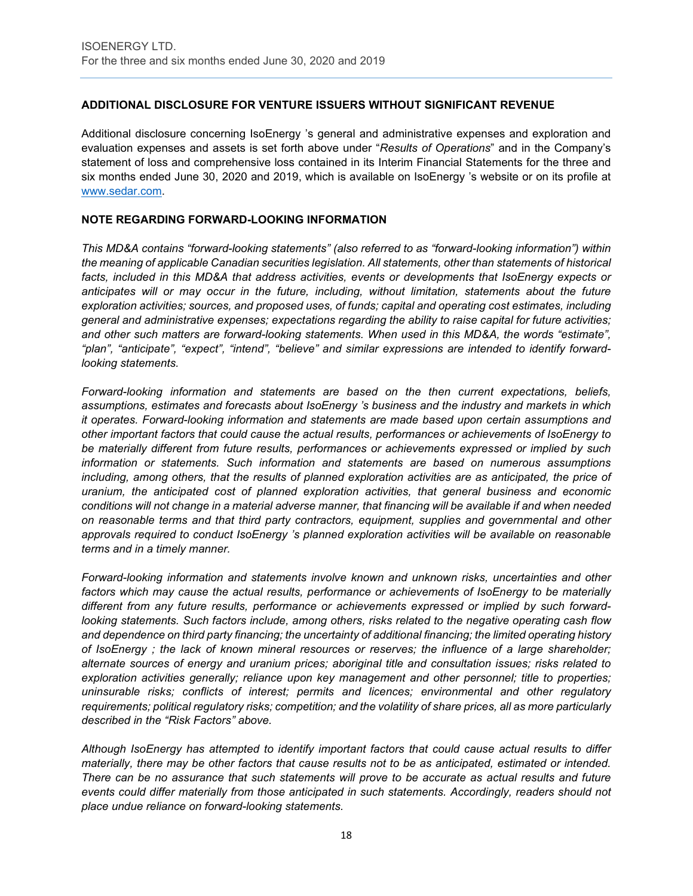## ADDITIONAL DISCLOSURE FOR VENTURE ISSUERS WITHOUT SIGNIFICANT REVENUE

Additional disclosure concerning IsoEnergy 's general and administrative expenses and exploration and evaluation expenses and assets is set forth above under "*Results of Operations*" and in the Company's statement of loss and comprehensive loss contained in its Interim Financial Statements for the three and six months ended June 30, 2020 and 2019, which is available on IsoEnergy 's website or on its profile at www.sedar.com.

## NOTE REGARDING FORWARD-LOOKING INFORMATION

*This MD&A contains "forward-looking statements" (also referred to as "forward-looking information") within the meaning of applicable Canadian securities legislation. All statements, other than statements of historical facts, included in this MD&A that address activities, events or developments that IsoEnergy expects or anticipates will or may occur in the future, including, without limitation, statements about the future exploration activities; sources, and proposed uses, of funds; capital and operating cost estimates, including general and administrative expenses; expectations regarding the ability to raise capital for future activities; and other such matters are forward-looking statements. When used in this MD&A, the words "estimate", "plan", "anticipate", "expect", "intend", "believe" and similar expressions are intended to identify forward-looking statements.*

*Forward-looking information and statements are based on the then current expectations, beliefs, assumptions, estimates and forecasts about IsoEnergy 's business and the industry and markets in which it operates. Forward-looking information and statements are made based upon certain assumptions and other important factors that could cause the actual results, performances or achievements of IsoEnergy to be materially different from future results, performances or achievements expressed or implied by such information or statements. Such information and statements are based on numerous assumptions including, among others, that the results of planned exploration activities are as anticipated, the price of uranium, the anticipated cost of planned exploration activities, that general business and economic conditions will not change in a material adverse manner, that financing will be available if and when needed on reasonable terms and that third party contractors, equipment, supplies and governmental and other approvals required to conduct IsoEnergy 's planned exploration activities will be available on reasonable terms and in a timely manner.*

*Forward-looking information and statements involve known and unknown risks, uncertainties and other factors which may cause the actual results, performance or achievements of IsoEnergy to be materially different from any future results, performance or achievements expressed or implied by such forward-looking statements. Such factors include, among others, risks related to the negative operating cash flow and dependence on third party financing; the uncertainty of additional financing; the limited operating history of IsoEnergy ; the lack of known mineral resources or reserves; the influence of a large shareholder; alternate sources of energy and uranium prices; aboriginal title and consultation issues; risks related to exploration activities generally; reliance upon key management and other personnel; title to properties; uninsurable risks; conflicts of interest; permits and licences; environmental and other regulatory requirements; political regulatory risks; competition; and the volatility of share prices, all as more particularly described in the "Risk Factors" above.*

*Although IsoEnergy has attempted to identify important factors that could cause actual results to differ materially, there may be other factors that cause results not to be as anticipated, estimated or intended. There can be no assurance that such statements will prove to be accurate as actual results and future events could differ materially from those anticipated in such statements. Accordingly, readers should not place undue reliance on forward-looking statements.*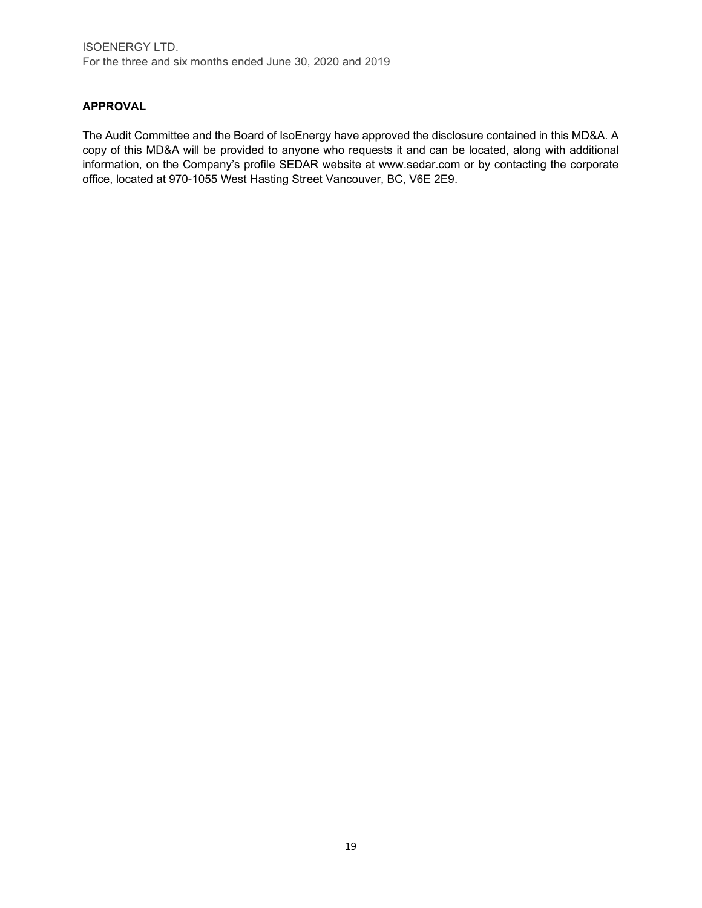## APPROVAL

The Audit Committee and the Board of IsoEnergy have approved the disclosure contained in this MD&A. A copy of this MD&A will be provided to anyone who requests it and can be located, along with additional information, on the Company's profile SEDAR website at www.sedar.com or by contacting the corporate office, located at 970-1055 West Hasting Street Vancouver, BC, V6E 2E9.